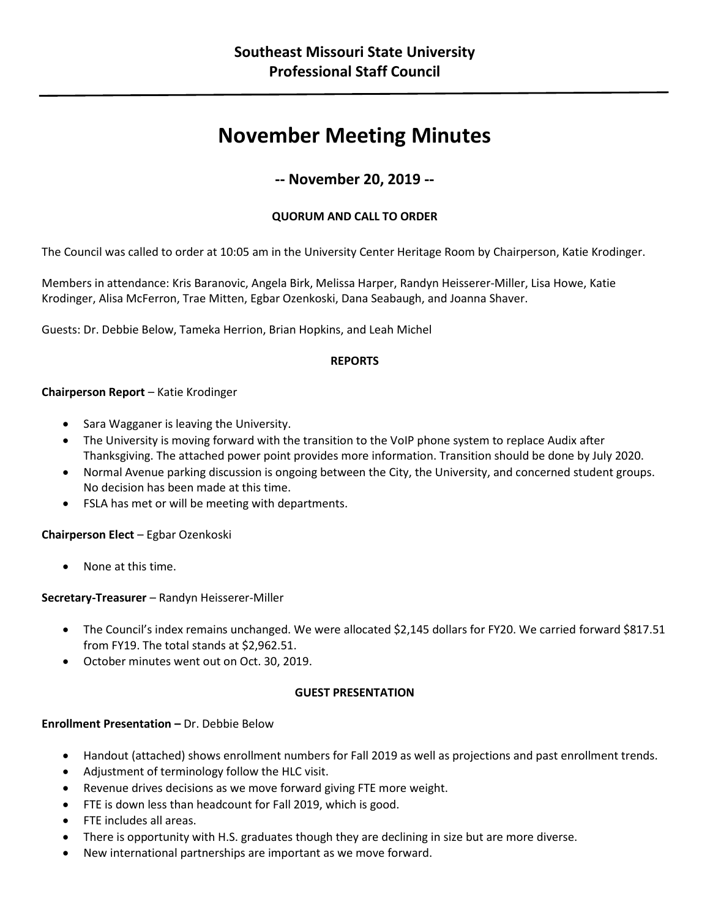**Southeast Missouri State University**
**Professional Staff Council**

# November Meeting Minutes

## -- November 20, 2019 --

### QUORUM AND CALL TO ORDER

The Council was called to order at 10:05 am in the University Center Heritage Room by Chairperson, Katie Krodinger.

Members in attendance: Kris Baranovic, Angela Birk, Melissa Harper, Randyn Heisserer-Miller, Lisa Howe, Katie Krodinger, Alisa McFerron, Trae Mitten, Egbar Ozenkoski, Dana Seabaugh, and Joanna Shaver.

Guests: Dr. Debbie Below, Tameka Herrion, Brian Hopkins, and Leah Michel

### REPORTS

**Chairperson Report** – Katie Krodinger

- Sara Wagganer is leaving the University.
- The University is moving forward with the transition to the VoIP phone system to replace Audix after Thanksgiving. The attached power point provides more information. Transition should be done by July 2020.
- Normal Avenue parking discussion is ongoing between the City, the University, and concerned student groups. No decision has been made at this time.
- FSLA has met or will be meeting with departments.

**Chairperson Elect** – Egbar Ozenkoski

- None at this time.

**Secretary-Treasurer** – Randyn Heisserer-Miller

- The Council's index remains unchanged. We were allocated $2,145 dollars for FY20. We carried forward $817.51 from FY19. The total stands at $2,962.51.
- October minutes went out on Oct. 30, 2019.

### GUEST PRESENTATION

**Enrollment Presentation –** Dr. Debbie Below

- Handout (attached) shows enrollment numbers for Fall 2019 as well as projections and past enrollment trends.
- Adjustment of terminology follow the HLC visit.
- Revenue drives decisions as we move forward giving FTE more weight.
- FTE is down less than headcount for Fall 2019, which is good.
- FTE includes all areas.
- There is opportunity with H.S. graduates though they are declining in size but are more diverse.
- New international partnerships are important as we move forward.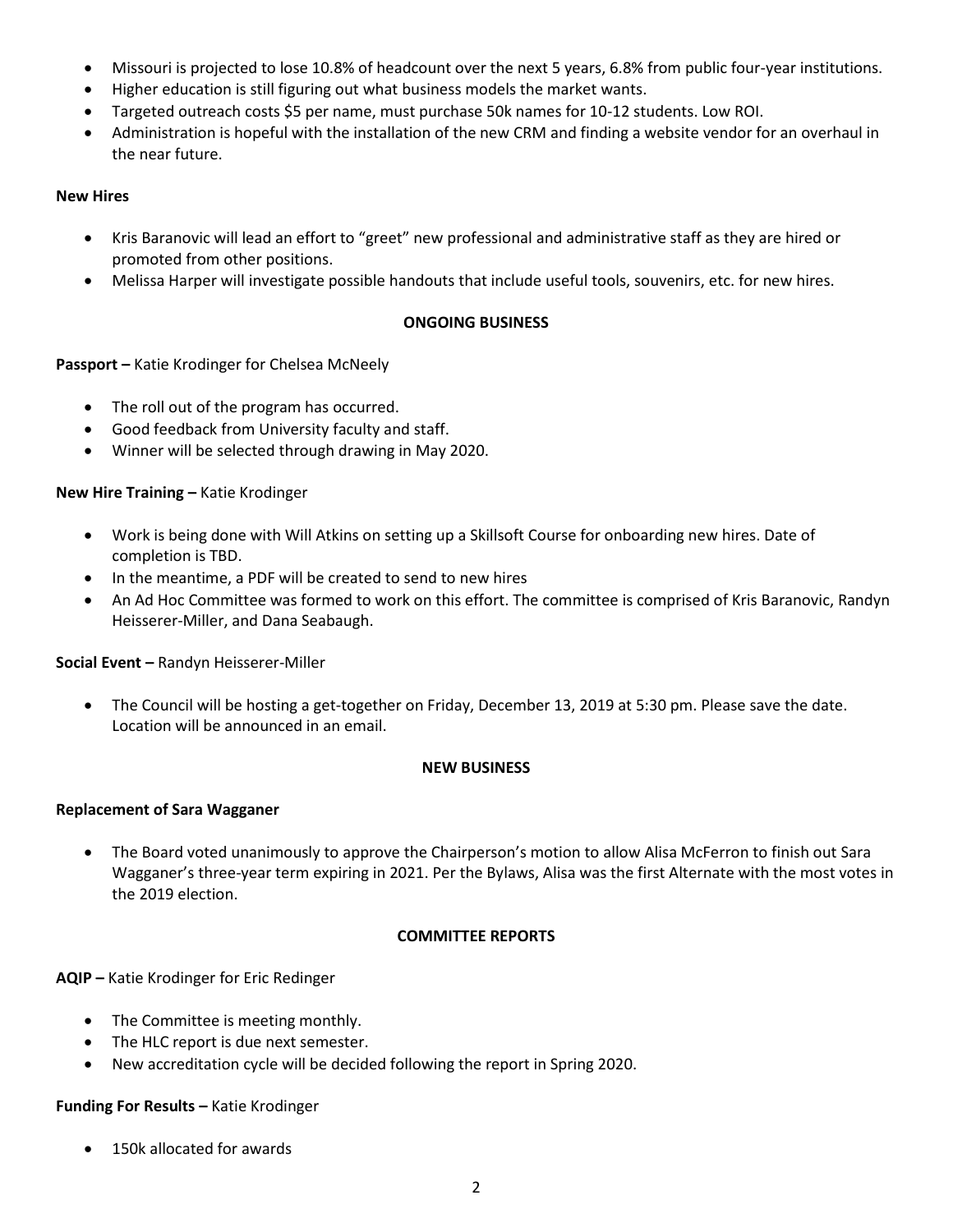- Missouri is projected to lose 10.8% of headcount over the next 5 years, 6.8% from public four-year institutions.
- Higher education is still figuring out what business models the market wants.
- Targeted outreach costs $5 per name, must purchase 50k names for 10-12 students. Low ROI.
- Administration is hopeful with the installation of the new CRM and finding a website vendor for an overhaul in the near future.

**New Hires**

- Kris Baranovic will lead an effort to "greet" new professional and administrative staff as they are hired or promoted from other positions.
- Melissa Harper will investigate possible handouts that include useful tools, souvenirs, etc. for new hires.

## ONGOING BUSINESS

**Passport –** Katie Krodinger for Chelsea McNeely

- The roll out of the program has occurred.
- Good feedback from University faculty and staff.
- Winner will be selected through drawing in May 2020.

**New Hire Training –** Katie Krodinger

- Work is being done with Will Atkins on setting up a Skillsoft Course for onboarding new hires. Date of completion is TBD.
- In the meantime, a PDF will be created to send to new hires
- An Ad Hoc Committee was formed to work on this effort. The committee is comprised of Kris Baranovic, Randyn Heisserer-Miller, and Dana Seabaugh.

**Social Event –** Randyn Heisserer-Miller

- The Council will be hosting a get-together on Friday, December 13, 2019 at 5:30 pm. Please save the date. Location will be announced in an email.

## NEW BUSINESS

**Replacement of Sara Wagganer**

- The Board voted unanimously to approve the Chairperson's motion to allow Alisa McFerron to finish out Sara Wagganer's three-year term expiring in 2021. Per the Bylaws, Alisa was the first Alternate with the most votes in the 2019 election.

## COMMITTEE REPORTS

**AQIP –** Katie Krodinger for Eric Redinger

- The Committee is meeting monthly.
- The HLC report is due next semester.
- New accreditation cycle will be decided following the report in Spring 2020.

**Funding For Results –** Katie Krodinger

- 150k allocated for awards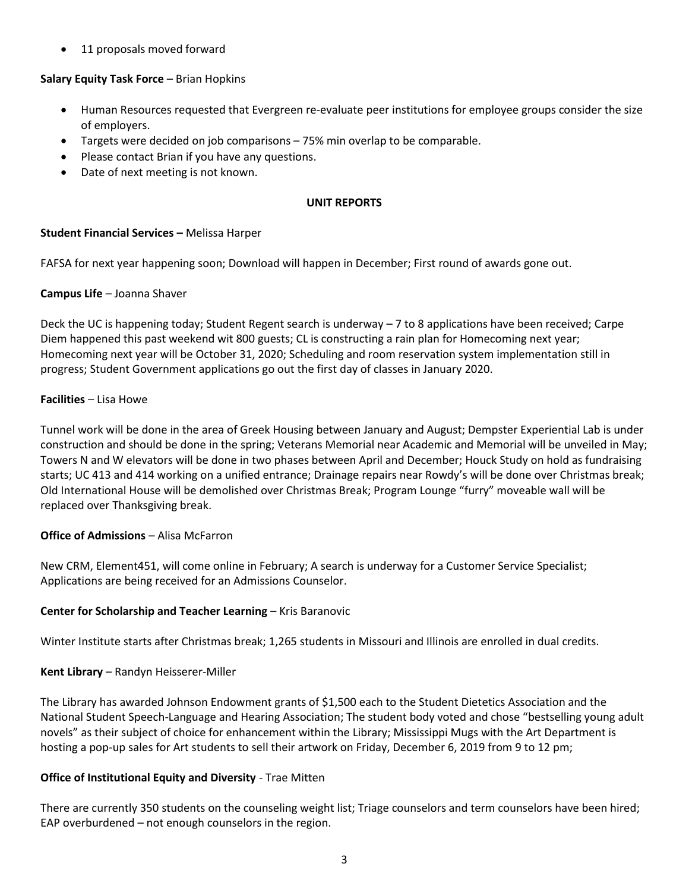- 11 proposals moved forward

**Salary Equity Task Force** – Brian Hopkins

- Human Resources requested that Evergreen re-evaluate peer institutions for employee groups consider the size of employers.
- Targets were decided on job comparisons – 75% min overlap to be comparable.
- Please contact Brian if you have any questions.
- Date of next meeting is not known.

## UNIT REPORTS

**Student Financial Services –** Melissa Harper

FAFSA for next year happening soon; Download will happen in December; First round of awards gone out.

**Campus Life** – Joanna Shaver

Deck the UC is happening today; Student Regent search is underway – 7 to 8 applications have been received; Carpe Diem happened this past weekend wit 800 guests; CL is constructing a rain plan for Homecoming next year; Homecoming next year will be October 31, 2020; Scheduling and room reservation system implementation still in progress; Student Government applications go out the first day of classes in January 2020.

**Facilities** – Lisa Howe

Tunnel work will be done in the area of Greek Housing between January and August; Dempster Experiential Lab is under construction and should be done in the spring; Veterans Memorial near Academic and Memorial will be unveiled in May; Towers N and W elevators will be done in two phases between April and December; Houck Study on hold as fundraising starts; UC 413 and 414 working on a unified entrance; Drainage repairs near Rowdy's will be done over Christmas break; Old International House will be demolished over Christmas Break; Program Lounge "furry" moveable wall will be replaced over Thanksgiving break.

**Office of Admissions** – Alisa McFarron

New CRM, Element451, will come online in February; A search is underway for a Customer Service Specialist; Applications are being received for an Admissions Counselor.

**Center for Scholarship and Teacher Learning** – Kris Baranovic

Winter Institute starts after Christmas break; 1,265 students in Missouri and Illinois are enrolled in dual credits.

**Kent Library** – Randyn Heisserer-Miller

The Library has awarded Johnson Endowment grants of $1,500 each to the Student Dietetics Association and the National Student Speech-Language and Hearing Association; The student body voted and chose "bestselling young adult novels" as their subject of choice for enhancement within the Library; Mississippi Mugs with the Art Department is hosting a pop-up sales for Art students to sell their artwork on Friday, December 6, 2019 from 9 to 12 pm;

**Office of Institutional Equity and Diversity** - Trae Mitten

There are currently 350 students on the counseling weight list; Triage counselors and term counselors have been hired; EAP overburdened – not enough counselors in the region.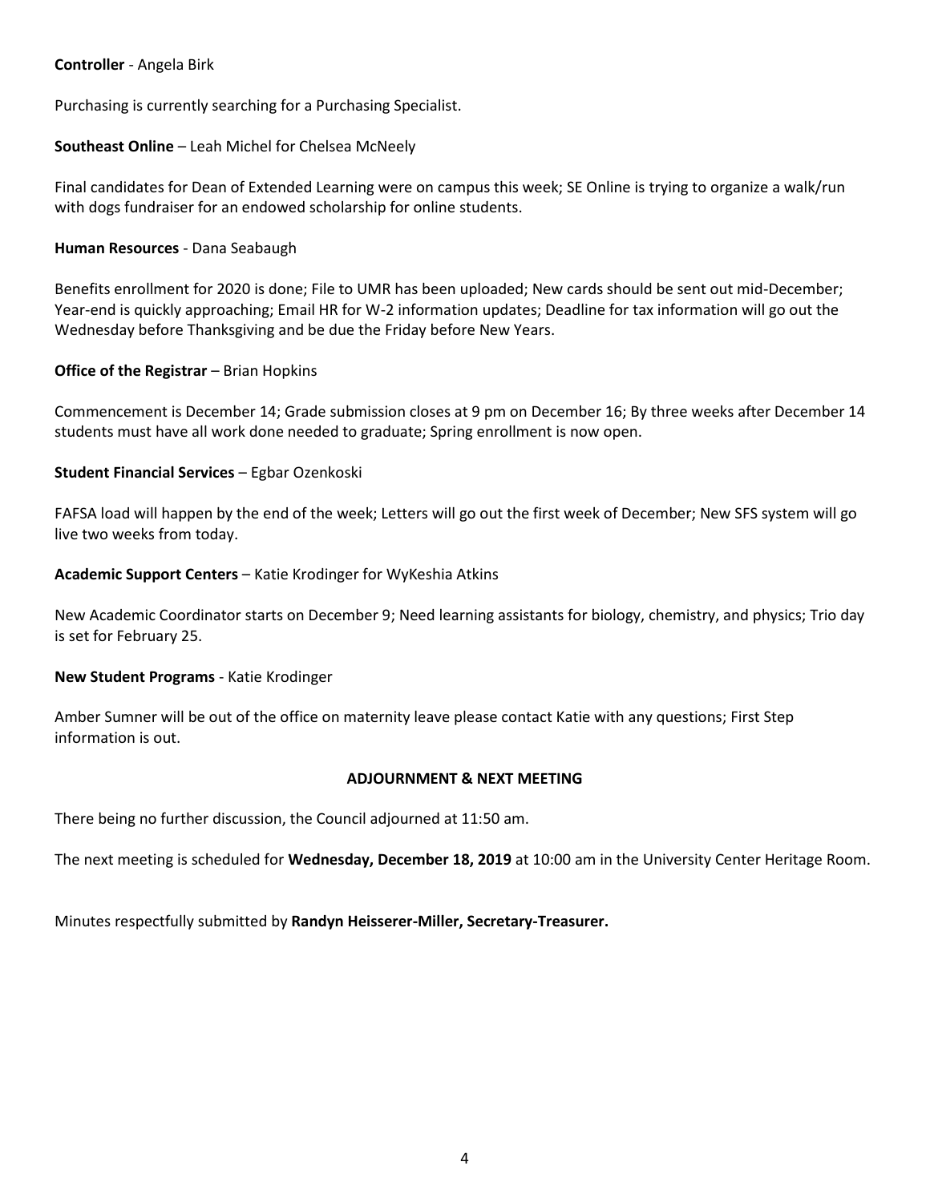**Controller** - Angela Birk

Purchasing is currently searching for a Purchasing Specialist.

**Southeast Online** – Leah Michel for Chelsea McNeely

Final candidates for Dean of Extended Learning were on campus this week; SE Online is trying to organize a walk/run with dogs fundraiser for an endowed scholarship for online students.

**Human Resources** - Dana Seabaugh

Benefits enrollment for 2020 is done; File to UMR has been uploaded; New cards should be sent out mid-December; Year-end is quickly approaching; Email HR for W-2 information updates; Deadline for tax information will go out the Wednesday before Thanksgiving and be due the Friday before New Years.

**Office of the Registrar** – Brian Hopkins

Commencement is December 14; Grade submission closes at 9 pm on December 16; By three weeks after December 14 students must have all work done needed to graduate; Spring enrollment is now open.

**Student Financial Services** – Egbar Ozenkoski

FAFSA load will happen by the end of the week; Letters will go out the first week of December; New SFS system will go live two weeks from today.

**Academic Support Centers** – Katie Krodinger for WyKeshia Atkins

New Academic Coordinator starts on December 9; Need learning assistants for biology, chemistry, and physics; Trio day is set for February 25.

**New Student Programs** - Katie Krodinger

Amber Sumner will be out of the office on maternity leave please contact Katie with any questions; First Step information is out.

## ADJOURNMENT & NEXT MEETING

There being no further discussion, the Council adjourned at 11:50 am.

The next meeting is scheduled for **Wednesday, December 18, 2019** at 10:00 am in the University Center Heritage Room.

Minutes respectfully submitted by **Randyn Heisserer-Miller, Secretary-Treasurer.**